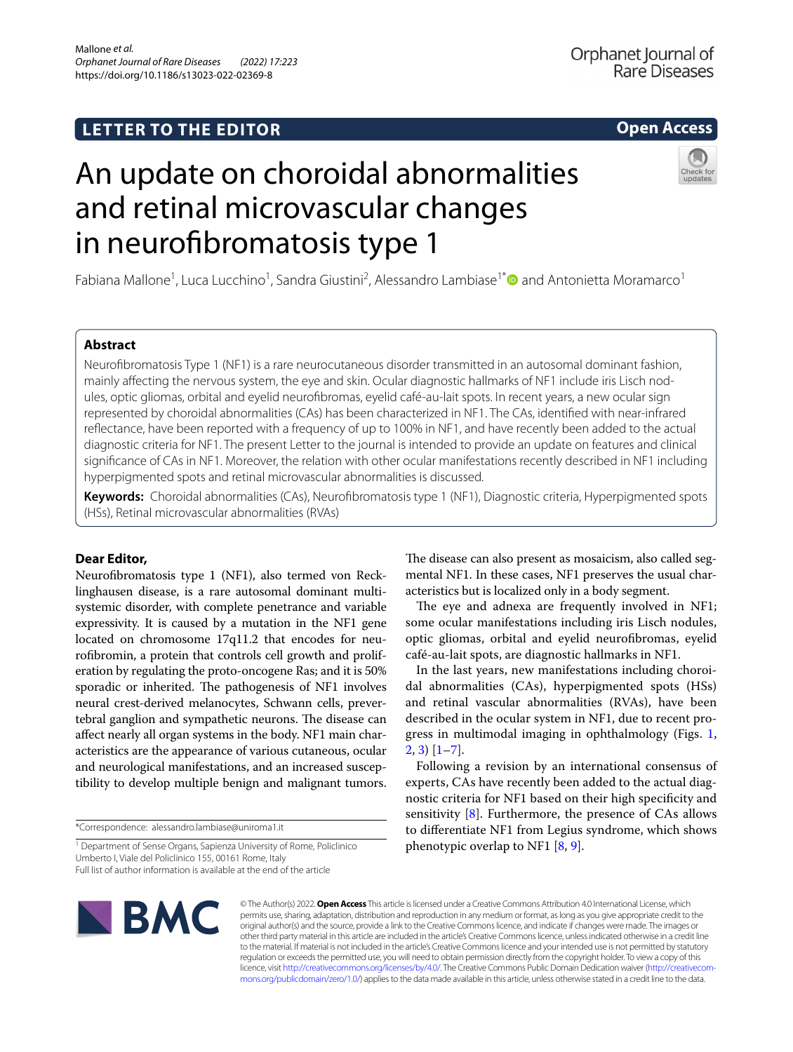LETTER TO THE EDITOR

Open Access

# An update on choroidal abnormalities and retinal microvascular changes in neurofibromatosis type 1

Fabiana Mallone[1], Luca Lucchino[1], Sandra Giustini[2], Alessandro Lambiase[1*] and Antonietta Moramarco[1]

## Abstract

Neurofibromatosis Type 1 (NF1) is a rare neurocutaneous disorder transmitted in an autosomal dominant fashion, mainly affecting the nervous system, the eye and skin. Ocular diagnostic hallmarks of NF1 include iris Lisch nodules, optic gliomas, orbital and eyelid neurofibromas, eyelid café-au-lait spots. In recent years, a new ocular sign represented by choroidal abnormalities (CAs) has been characterized in NF1. The CAs, identified with near-infrared reflectance, have been reported with a frequency of up to 100% in NF1, and have recently been added to the actual diagnostic criteria for NF1. The present Letter to the journal is intended to provide an update on features and clinical significance of CAs in NF1. Moreover, the relation with other ocular manifestations recently described in NF1 including hyperpigmented spots and retinal microvascular abnormalities is discussed.

**Keywords:** Choroidal abnormalities (CAs), Neurofibromatosis type 1 (NF1), Diagnostic criteria, Hyperpigmented spots (HSs), Retinal microvascular abnormalities (RVAs)

**Dear Editor,**

Neurofibromatosis type 1 (NF1), also termed von Recklinghausen disease, is a rare autosomal dominant multisystemic disorder, with complete penetrance and variable expressivity. It is caused by a mutation in the NF1 gene located on chromosome 17q11.2 that encodes for neurofibromin, a protein that controls cell growth and proliferation by regulating the proto-oncogene Ras; and it is 50% sporadic or inherited. The pathogenesis of NF1 involves neural crest-derived melanocytes, Schwann cells, prevertebral ganglion and sympathetic neurons. The disease can affect nearly all organ systems in the body. NF1 main characteristics are the appearance of various cutaneous, ocular and neurological manifestations, and an increased susceptibility to develop multiple benign and malignant tumors.

The disease can also present as mosaicism, also called segmental NF1. In these cases, NF1 preserves the usual characteristics but is localized only in a body segment.

The eye and adnexa are frequently involved in NF1; some ocular manifestations including iris Lisch nodules, optic gliomas, orbital and eyelid neurofibromas, eyelid café-au-lait spots, are diagnostic hallmarks in NF1.

In the last years, new manifestations including choroidal abnormalities (CAs), hyperpigmented spots (HSs) and retinal vascular abnormalities (RVAs), have been described in the ocular system in NF1, due to recent progress in multimodal imaging in ophthalmology (Figs. 1, 2, 3) [1–7].

Following a revision by an international consensus of experts, CAs have recently been added to the actual diagnostic criteria for NF1 based on their high specificity and sensitivity [8]. Furthermore, the presence of CAs allows to differentiate NF1 from Legius syndrome, which shows phenotypic overlap to NF1 [8, 9].

*Correspondence: alessandro.lambiase@uniroma1.it

[1] Department of Sense Organs, Sapienza University of Rome, Policlinico Umberto I, Viale del Policlinico 155, 00161 Rome, Italy

Full list of author information is available at the end of the article

© The Author(s) 2022. **Open Access** This article is licensed under a Creative Commons Attribution 4.0 International License, which permits use, sharing, adaptation, distribution and reproduction in any medium or format, as long as you give appropriate credit to the original author(s) and the source, provide a link to the Creative Commons licence, and indicate if changes were made. The images or other third party material in this article are included in the article's Creative Commons licence, unless indicated otherwise in a credit line to the material. If material is not included in the article's Creative Commons licence and your intended use is not permitted by statutory regulation or exceeds the permitted use, you will need to obtain permission directly from the copyright holder. To view a copy of this licence, visit http://creativecommons.org/licenses/by/4.0/. The Creative Commons Public Domain Dedication waiver (http://creativecommons.org/publicdomain/zero/1.0/) applies to the data made available in this article, unless otherwise stated in a credit line to the data.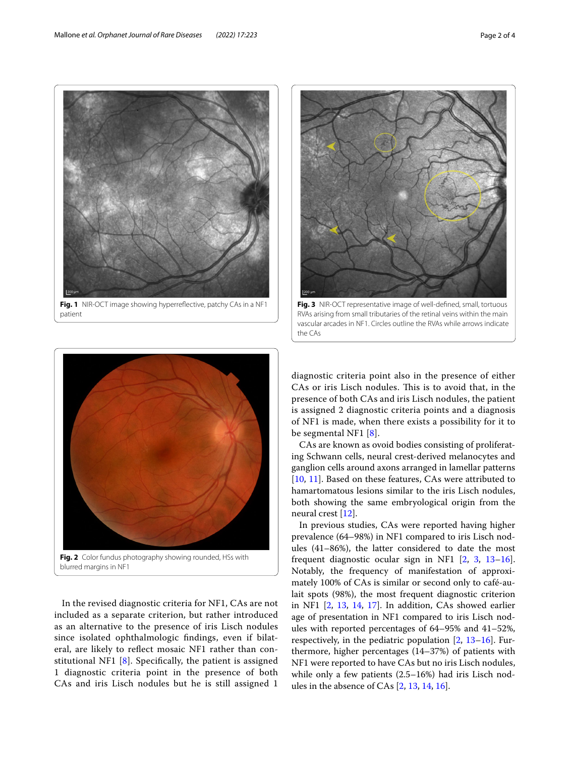**Fig. 1** NIR-OCT image showing hyperreflective, patchy CAs in a NF1 patient

**Fig. 3** NIR-OCT representative image of well-defined, small, tortuous RVAs arising from small tributaries of the retinal veins within the main vascular arcades in NF1. Circles outline the RVAs while arrows indicate the CAs

**Fig. 2** Color fundus photography showing rounded, HSs with blurred margins in NF1

In the revised diagnostic criteria for NF1, CAs are not included as a separate criterion, but rather introduced as an alternative to the presence of iris Lisch nodules since isolated ophthalmologic findings, even if bilateral, are likely to reflect mosaic NF1 rather than constitutional NF1 [8]. Specifically, the patient is assigned 1 diagnostic criteria point in the presence of both CAs and iris Lisch nodules but he is still assigned 1 diagnostic criteria point also in the presence of either CAs or iris Lisch nodules. This is to avoid that, in the presence of both CAs and iris Lisch nodules, the patient is assigned 2 diagnostic criteria points and a diagnosis of NF1 is made, when there exists a possibility for it to be segmental NF1 [8].

CAs are known as ovoid bodies consisting of proliferating Schwann cells, neural crest-derived melanocytes and ganglion cells around axons arranged in lamellar patterns [10, 11]. Based on these features, CAs were attributed to hamartomatous lesions similar to the iris Lisch nodules, both showing the same embryological origin from the neural crest [12].

In previous studies, CAs were reported having higher prevalence (64–98%) in NF1 compared to iris Lisch nodules (41–86%), the latter considered to date the most frequent diagnostic ocular sign in NF1 [2, 3, 13–16]. Notably, the frequency of manifestation of approximately 100% of CAs is similar or second only to café-au-lait spots (98%), the most frequent diagnostic criterion in NF1 [2, 13, 14, 17]. In addition, CAs showed earlier age of presentation in NF1 compared to iris Lisch nodules with reported percentages of 64–95% and 41–52%, respectively, in the pediatric population [2, 13–16]. Furthermore, higher percentages (14–37%) of patients with NF1 were reported to have CAs but no iris Lisch nodules, while only a few patients (2.5–16%) had iris Lisch nodules in the absence of CAs [2, 13, 14, 16].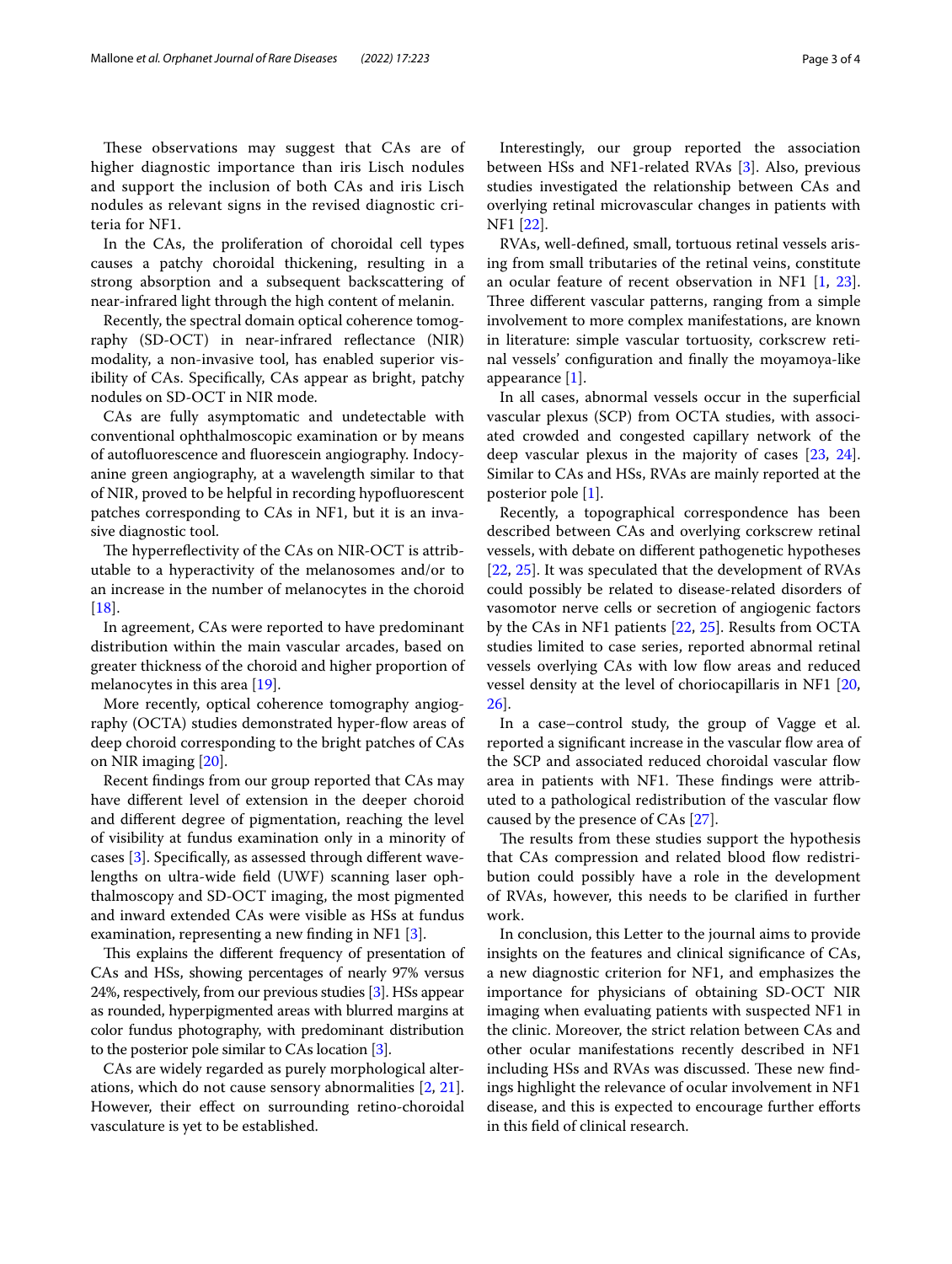These observations may suggest that CAs are of higher diagnostic importance than iris Lisch nodules and support the inclusion of both CAs and iris Lisch nodules as relevant signs in the revised diagnostic criteria for NF1.

In the CAs, the proliferation of choroidal cell types causes a patchy choroidal thickening, resulting in a strong absorption and a subsequent backscattering of near-infrared light through the high content of melanin.

Recently, the spectral domain optical coherence tomography (SD-OCT) in near-infrared reflectance (NIR) modality, a non-invasive tool, has enabled superior visibility of CAs. Specifically, CAs appear as bright, patchy nodules on SD-OCT in NIR mode.

CAs are fully asymptomatic and undetectable with conventional ophthalmoscopic examination or by means of autofluorescence and fluorescein angiography. Indocyanine green angiography, at a wavelength similar to that of NIR, proved to be helpful in recording hypofluorescent patches corresponding to CAs in NF1, but it is an invasive diagnostic tool.

The hyperreflectivity of the CAs on NIR-OCT is attributable to a hyperactivity of the melanosomes and/or to an increase in the number of melanocytes in the choroid [18].

In agreement, CAs were reported to have predominant distribution within the main vascular arcades, based on greater thickness of the choroid and higher proportion of melanocytes in this area [19].

More recently, optical coherence tomography angiography (OCTA) studies demonstrated hyper-flow areas of deep choroid corresponding to the bright patches of CAs on NIR imaging [20].

Recent findings from our group reported that CAs may have different level of extension in the deeper choroid and different degree of pigmentation, reaching the level of visibility at fundus examination only in a minority of cases [3]. Specifically, as assessed through different wavelengths on ultra-wide field (UWF) scanning laser ophthalmoscopy and SD-OCT imaging, the most pigmented and inward extended CAs were visible as HSs at fundus examination, representing a new finding in NF1 [3].

This explains the different frequency of presentation of CAs and HSs, showing percentages of nearly 97% versus 24%, respectively, from our previous studies [3]. HSs appear as rounded, hyperpigmented areas with blurred margins at color fundus photography, with predominant distribution to the posterior pole similar to CAs location [3].

CAs are widely regarded as purely morphological alterations, which do not cause sensory abnormalities [2, 21]. However, their effect on surrounding retino-choroidal vasculature is yet to be established.

Interestingly, our group reported the association between HSs and NF1-related RVAs [3]. Also, previous studies investigated the relationship between CAs and overlying retinal microvascular changes in patients with NF1 [22].

RVAs, well-defined, small, tortuous retinal vessels arising from small tributaries of the retinal veins, constitute an ocular feature of recent observation in NF1 [1, 23]. Three different vascular patterns, ranging from a simple involvement to more complex manifestations, are known in literature: simple vascular tortuosity, corkscrew retinal vessels' configuration and finally the moyamoya-like appearance [1].

In all cases, abnormal vessels occur in the superficial vascular plexus (SCP) from OCTA studies, with associated crowded and congested capillary network of the deep vascular plexus in the majority of cases [23, 24]. Similar to CAs and HSs, RVAs are mainly reported at the posterior pole [1].

Recently, a topographical correspondence has been described between CAs and overlying corkscrew retinal vessels, with debate on different pathogenetic hypotheses [22, 25]. It was speculated that the development of RVAs could possibly be related to disease-related disorders of vasomotor nerve cells or secretion of angiogenic factors by the CAs in NF1 patients [22, 25]. Results from OCTA studies limited to case series, reported abnormal retinal vessels overlying CAs with low flow areas and reduced vessel density at the level of choriocapillaris in NF1 [20, 26].

In a case–control study, the group of Vagge et al. reported a significant increase in the vascular flow area of the SCP and associated reduced choroidal vascular flow area in patients with NF1. These findings were attributed to a pathological redistribution of the vascular flow caused by the presence of CAs [27].

The results from these studies support the hypothesis that CAs compression and related blood flow redistribution could possibly have a role in the development of RVAs, however, this needs to be clarified in further work.

In conclusion, this Letter to the journal aims to provide insights on the features and clinical significance of CAs, a new diagnostic criterion for NF1, and emphasizes the importance for physicians of obtaining SD-OCT NIR imaging when evaluating patients with suspected NF1 in the clinic. Moreover, the strict relation between CAs and other ocular manifestations recently described in NF1 including HSs and RVAs was discussed. These new findings highlight the relevance of ocular involvement in NF1 disease, and this is expected to encourage further efforts in this field of clinical research.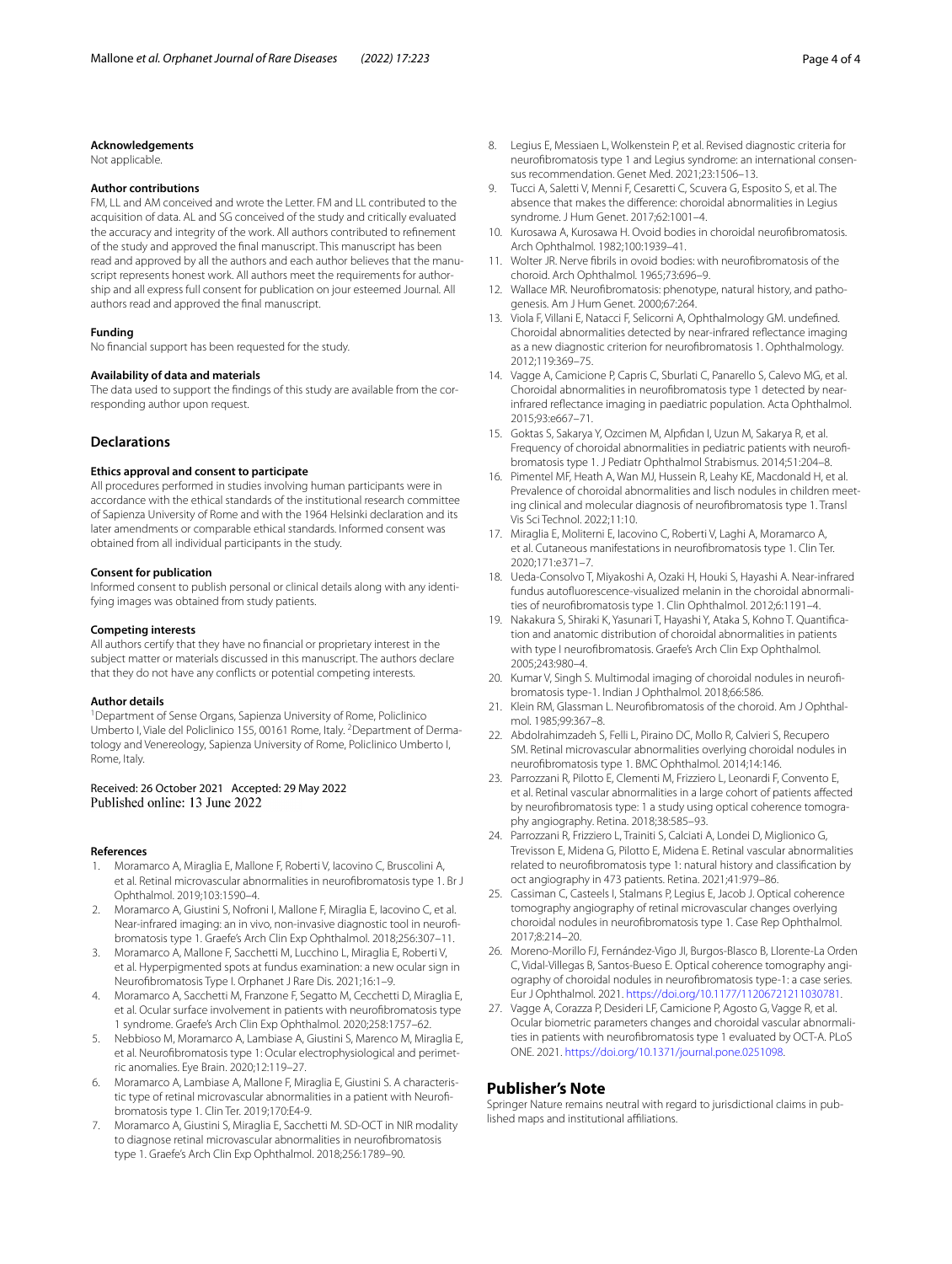### Acknowledgements

Not applicable.

### Author contributions

FM, LL and AM conceived and wrote the Letter. FM and LL contributed to the acquisition of data. AL and SG conceived of the study and critically evaluated the accuracy and integrity of the work. All authors contributed to refinement of the study and approved the final manuscript. This manuscript has been read and approved by all the authors and each author believes that the manuscript represents honest work. All authors meet the requirements for authorship and all express full consent for publication on jour esteemed Journal. All authors read and approved the final manuscript.

### Funding

No financial support has been requested for the study.

### Availability of data and materials

The data used to support the findings of this study are available from the corresponding author upon request.

## Declarations

### Ethics approval and consent to participate

All procedures performed in studies involving human participants were in accordance with the ethical standards of the institutional research committee of Sapienza University of Rome and with the 1964 Helsinki declaration and its later amendments or comparable ethical standards. Informed consent was obtained from all individual participants in the study.

### Consent for publication

Informed consent to publish personal or clinical details along with any identifying images was obtained from study patients.

### Competing interests

All authors certify that they have no financial or proprietary interest in the subject matter or materials discussed in this manuscript. The authors declare that they do not have any conflicts or potential competing interests.

### Author details

[1]Department of Sense Organs, Sapienza University of Rome, Policlinico Umberto I, Viale del Policlinico 155, 00161 Rome, Italy. [2]Department of Dermatology and Venereology, Sapienza University of Rome, Policlinico Umberto I, Rome, Italy.

Received: 26 October 2021 Accepted: 29 May 2022
Published online: 13 June 2022

### References

1. Moramarco A, Miraglia E, Mallone F, Roberti V, Iacovino C, Bruscolini A, et al. Retinal microvascular abnormalities in neurofibromatosis type 1. Br J Ophthalmol. 2019;103:1590–4.
2. Moramarco A, Giustini S, Nofroni I, Mallone F, Miraglia E, Iacovino C, et al. Near-infrared imaging: an in vivo, non-invasive diagnostic tool in neurofibromatosis type 1. Graefe's Arch Clin Exp Ophthalmol. 2018;256:307–11.
3. Moramarco A, Mallone F, Sacchetti M, Lucchino L, Miraglia E, Roberti V, et al. Hyperpigmented spots at fundus examination: a new ocular sign in Neurofibromatosis Type I. Orphanet J Rare Dis. 2021;16:1–9.
4. Moramarco A, Sacchetti M, Franzone F, Segatto M, Cecchetti D, Miraglia E, et al. Ocular surface involvement in patients with neurofibromatosis type 1 syndrome. Graefe's Arch Clin Exp Ophthalmol. 2020;258:1757–62.
5. Nebbioso M, Moramarco A, Lambiase A, Giustini S, Marenco M, Miraglia E, et al. Neurofibromatosis type 1: Ocular electrophysiological and perimetric anomalies. Eye Brain. 2020;12:119–27.
6. Moramarco A, Lambiase A, Mallone F, Miraglia E, Giustini S. A characteristic type of retinal microvascular abnormalities in a patient with Neurofibromatosis type 1. Clin Ter. 2019;170:E4-9.
7. Moramarco A, Giustini S, Miraglia E, Sacchetti M. SD-OCT in NIR modality to diagnose retinal microvascular abnormalities in neurofibromatosis type 1. Graefe's Arch Clin Exp Ophthalmol. 2018;256:1789–90.
8. Legius E, Messiaen L, Wolkenstein P, et al. Revised diagnostic criteria for neurofibromatosis type 1 and Legius syndrome: an international consensus recommendation. Genet Med. 2021;23:1506–13.
9. Tucci A, Saletti V, Menni F, Cesaretti C, Scuvera G, Esposito S, et al. The absence that makes the difference: choroidal abnormalities in Legius syndrome. J Hum Genet. 2017;62:1001–4.
10. Kurosawa A, Kurosawa H. Ovoid bodies in choroidal neurofibromatosis. Arch Ophthalmol. 1982;100:1939–41.
11. Wolter JR. Nerve fibrils in ovoid bodies: with neurofibromatosis of the choroid. Arch Ophthalmol. 1965;73:696–9.
12. Wallace MR. Neurofibromatosis: phenotype, natural history, and pathogenesis. Am J Hum Genet. 2000;67:264.
13. Viola F, Villani E, Natacci F, Selicorni A, Ophthalmology GM. undefined. Choroidal abnormalities detected by near-infrared reflectance imaging as a new diagnostic criterion for neurofibromatosis 1. Ophthalmology. 2012;119:369–75.
14. Vagge A, Camicione P, Capris C, Sburlati C, Panarello S, Calevo MG, et al. Choroidal abnormalities in neurofibromatosis type 1 detected by near-infrared reflectance imaging in paediatric population. Acta Ophthalmol. 2015;93:e667–71.
15. Goktas S, Sakarya Y, Ozcimen M, Alpfidan I, Uzun M, Sakarya R, et al. Frequency of choroidal abnormalities in pediatric patients with neurofibromatosis type 1. J Pediatr Ophthalmol Strabismus. 2014;51:204–8.
16. Pimentel MF, Heath A, Wan MJ, Hussein R, Leahy KE, Macdonald H, et al. Prevalence of choroidal abnormalities and lisch nodules in children meeting clinical and molecular diagnosis of neurofibromatosis type 1. Transl Vis Sci Technol. 2022;11:10.
17. Miraglia E, Moliterni E, Iacovino C, Roberti V, Laghi A, Moramarco A, et al. Cutaneous manifestations in neurofibromatosis type 1. Clin Ter. 2020;171:e371–7.
18. Ueda-Consolvo T, Miyakoshi A, Ozaki H, Houki S, Hayashi A. Near-infrared fundus autofluorescence-visualized melanin in the choroidal abnormalities of neurofibromatosis type 1. Clin Ophthalmol. 2012;6:1191–4.
19. Nakakura S, Shiraki K, Yasunari T, Hayashi Y, Ataka S, Kohno T. Quantification and anatomic distribution of choroidal abnormalities in patients with type I neurofibromatosis. Graefe's Arch Clin Exp Ophthalmol. 2005;243:980–4.
20. Kumar V, Singh S. Multimodal imaging of choroidal nodules in neurofibromatosis type-1. Indian J Ophthalmol. 2018;66:586.
21. Klein RM, Glassman L. Neurofibromatosis of the choroid. Am J Ophthalmol. 1985;99:367–8.
22. Abdolrahimzadeh S, Felli L, Piraino DC, Mollo R, Calvieri S, Recupero SM. Retinal microvascular abnormalities overlying choroidal nodules in neurofibromatosis type 1. BMC Ophthalmol. 2014;14:146.
23. Parrozzani R, Pilotto E, Clementi M, Frizziero L, Leonardi F, Convento E, et al. Retinal vascular abnormalities in a large cohort of patients affected by neurofibromatosis type: 1 a study using optical coherence tomography angiography. Retina. 2018;38:585–93.
24. Parrozzani R, Frizziero L, Trainiti S, Calciati A, Londei D, Miglionico G, Trevisson E, Midena G, Pilotto E, Midena E. Retinal vascular abnormalities related to neurofibromatosis type 1: natural history and classification by oct angiography in 473 patients. Retina. 2021;41:979–86.
25. Cassiman C, Casteels I, Stalmans P, Legius E, Jacob J. Optical coherence tomography angiography of retinal microvascular changes overlying choroidal nodules in neurofibromatosis type 1. Case Rep Ophthalmol. 2017;8:214–20.
26. Moreno-Morillo FJ, Fernández-Vigo JI, Burgos-Blasco B, Llorente-La Orden C, Vidal-Villegas B, Santos-Bueso E. Optical coherence tomography angiography of choroidal nodules in neurofibromatosis type-1: a case series. Eur J Ophthalmol. 2021. https://doi.org/10.1177/11206721211030781.
27. Vagge A, Corazza P, Desideri LF, Camicione P, Agosto G, Vagge R, et al. Ocular biometric parameters changes and choroidal vascular abnormalities in patients with neurofibromatosis type 1 evaluated by OCT-A. PLoS ONE. 2021. https://doi.org/10.1371/journal.pone.0251098.

## Publisher's Note

Springer Nature remains neutral with regard to jurisdictional claims in published maps and institutional affiliations.